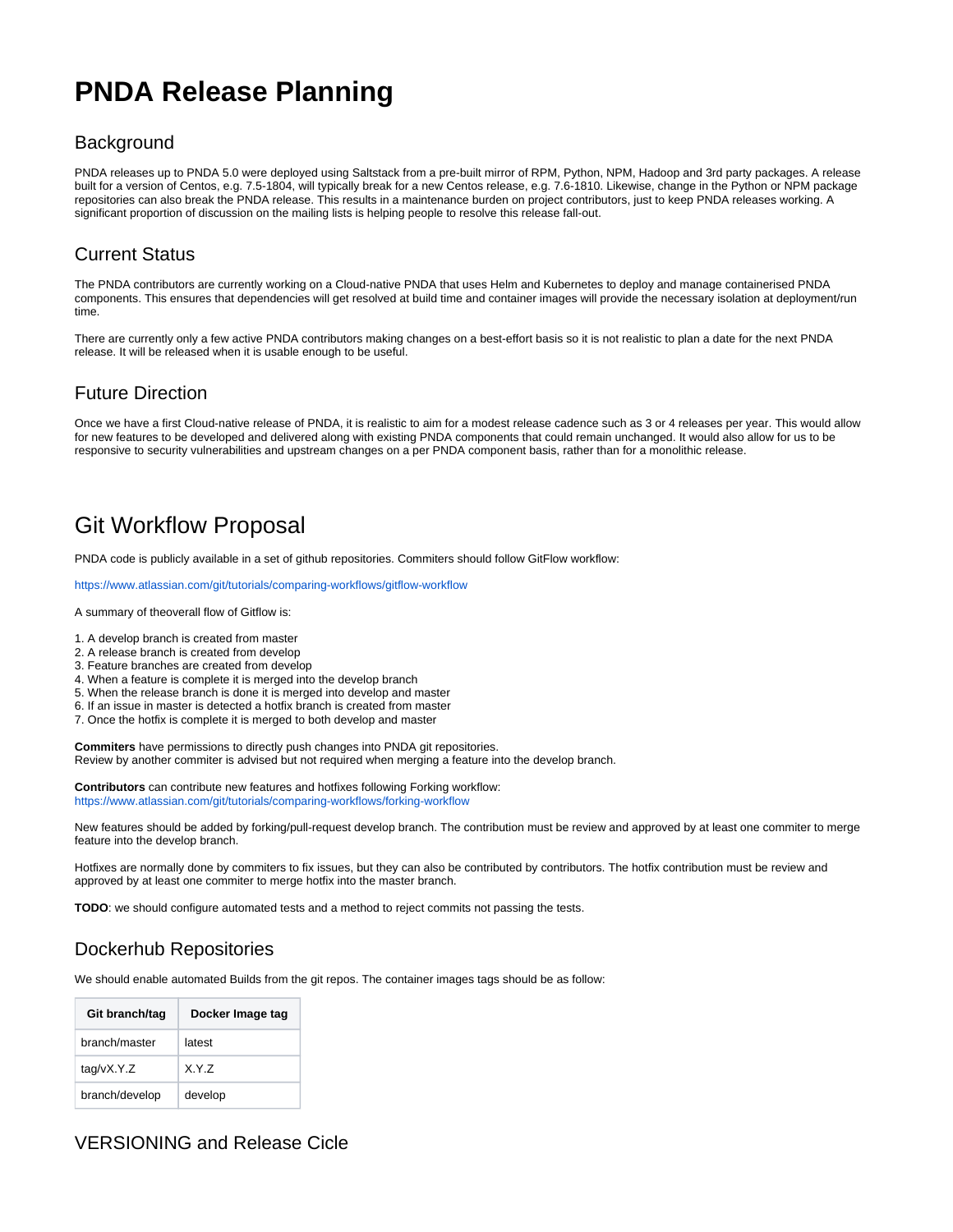# PNDA Release Planning

## Background

PNDA releases up to PNDA 5.0 were deployed using Saltstack from a pre-built mirror of RPM, Python, NPM, Hadoop and 3rd party packages. A release built for a version of Centos, e.g. 7.5-1804, will typically break for a new Centos release, e.g. 7.6-1810. Likewise, change in the Python or NPM package repositories can also break the PNDA release. This results in a maintenance burden on project contributors, just to keep PNDA releases working. A significant proportion of discussion on the mailing lists is helping people to resolve this release fall-out.

## Current Status

The PNDA contributors are currently working on a Cloud-native PNDA that uses Helm and Kubernetes to deploy and manage containerised PNDA components. This ensures that dependencies will get resolved at build time and container images will provide the necessary isolation at deployment/run time.

There are currently only a few active PNDA contributors making changes on a best-effort basis so it is not realistic to plan a date for the next PNDA release. It will be released when it is usable enough to be useful.

## Future Direction

Once we have a first Cloud-native release of PNDA, it is realistic to aim for a modest release cadence such as 3 or 4 releases per year. This would allow for new features to be developed and delivered along with existing PNDA components that could remain unchanged. It would also allow for us to be responsive to security vulnerabilities and upstream changes on a per PNDA component basis, rather than for a monolithic release.

# Git Workflow Proposal

PNDA code is publicly available in a set of github repositories. Commiters should follow GitFlow workflow:

https://www.atlassian.com/git/tutorials/comparing-workflows/gitflow-workflow

A summary of theoverall flow of Gitflow is:

1. A develop branch is created from master
2. A release branch is created from develop
3. Feature branches are created from develop
4. When a feature is complete it is merged into the develop branch
5. When the release branch is done it is merged into develop and master
6. If an issue in master is detected a hotfix branch is created from master
7. Once the hotfix is complete it is merged to both develop and master

**Commiters** have permissions to directly push changes into PNDA git repositories.
Review by another commiter is advised but not required when merging a feature into the develop branch.

**Contributors** can contribute new features and hotfixes following Forking workflow:
https://www.atlassian.com/git/tutorials/comparing-workflows/forking-workflow

New features should be added by forking/pull-request develop branch. The contribution must be review and approved by at least one commiter to merge feature into the develop branch.

Hotfixes are normally done by commiters to fix issues, but they can also be contributed by contributors. The hotfix contribution must be review and approved by at least one commiter to merge hotfix into the master branch.

**TODO**: we should configure automated tests and a method to reject commits not passing the tests.

## Dockerhub Repositories

We should enable automated Builds from the git repos. The container images tags should be as follow:

| Git branch/tag | Docker Image tag |
|---|---|
| branch/master | latest |
| tag/vX.Y.Z | X.Y.Z |
| branch/develop | develop |

## VERSIONING and Release Cicle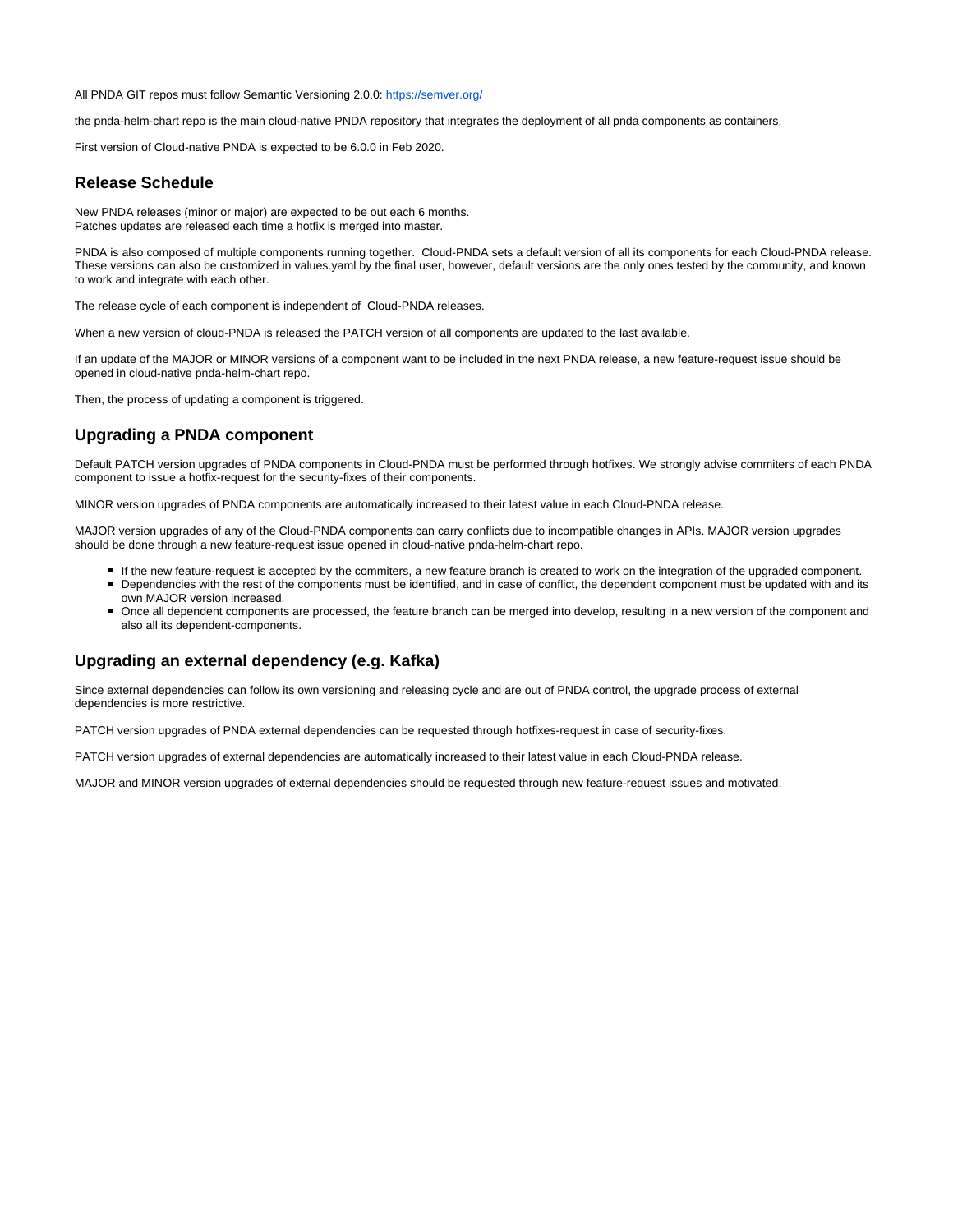All PNDA GIT repos must follow Semantic Versioning 2.0.0: https://semver.org/

the pnda-helm-chart repo is the main cloud-native PNDA repository that integrates the deployment of all pnda components as containers.

First version of Cloud-native PNDA is expected to be 6.0.0 in Feb 2020.

## Release Schedule

New PNDA releases (minor or major) are expected to be out each 6 months.
Patches updates are released each time a hotfix is merged into master.

PNDA is also composed of multiple components running together. Cloud-PNDA sets a default version of all its components for each Cloud-PNDA release. These versions can also be customized in values.yaml by the final user, however, default versions are the only ones tested by the community, and known to work and integrate with each other.

The release cycle of each component is independent of Cloud-PNDA releases.

When a new version of cloud-PNDA is released the PATCH version of all components are updated to the last available.

If an update of the MAJOR or MINOR versions of a component want to be included in the next PNDA release, a new feature-request issue should be opened in cloud-native pnda-helm-chart repo.

Then, the process of updating a component is triggered.

## Upgrading a PNDA component

Default PATCH version upgrades of PNDA components in Cloud-PNDA must be performed through hotfixes. We strongly advise commiters of each PNDA component to issue a hotfix-request for the security-fixes of their components.

MINOR version upgrades of PNDA components are automatically increased to their latest value in each Cloud-PNDA release.

MAJOR version upgrades of any of the Cloud-PNDA components can carry conflicts due to incompatible changes in APIs. MAJOR version upgrades should be done through a new feature-request issue opened in cloud-native pnda-helm-chart repo.

- If the new feature-request is accepted by the commiters, a new feature branch is created to work on the integration of the upgraded component.
- Dependencies with the rest of the components must be identified, and in case of conflict, the dependent component must be updated with and its own MAJOR version increased.
- Once all dependent components are processed, the feature branch can be merged into develop, resulting in a new version of the component and also all its dependent-components.

## Upgrading an external dependency (e.g. Kafka)

Since external dependencies can follow its own versioning and releasing cycle and are out of PNDA control, the upgrade process of external dependencies is more restrictive.

PATCH version upgrades of PNDA external dependencies can be requested through hotfixes-request in case of security-fixes.

PATCH version upgrades of external dependencies are automatically increased to their latest value in each Cloud-PNDA release.

MAJOR and MINOR version upgrades of external dependencies should be requested through new feature-request issues and motivated.